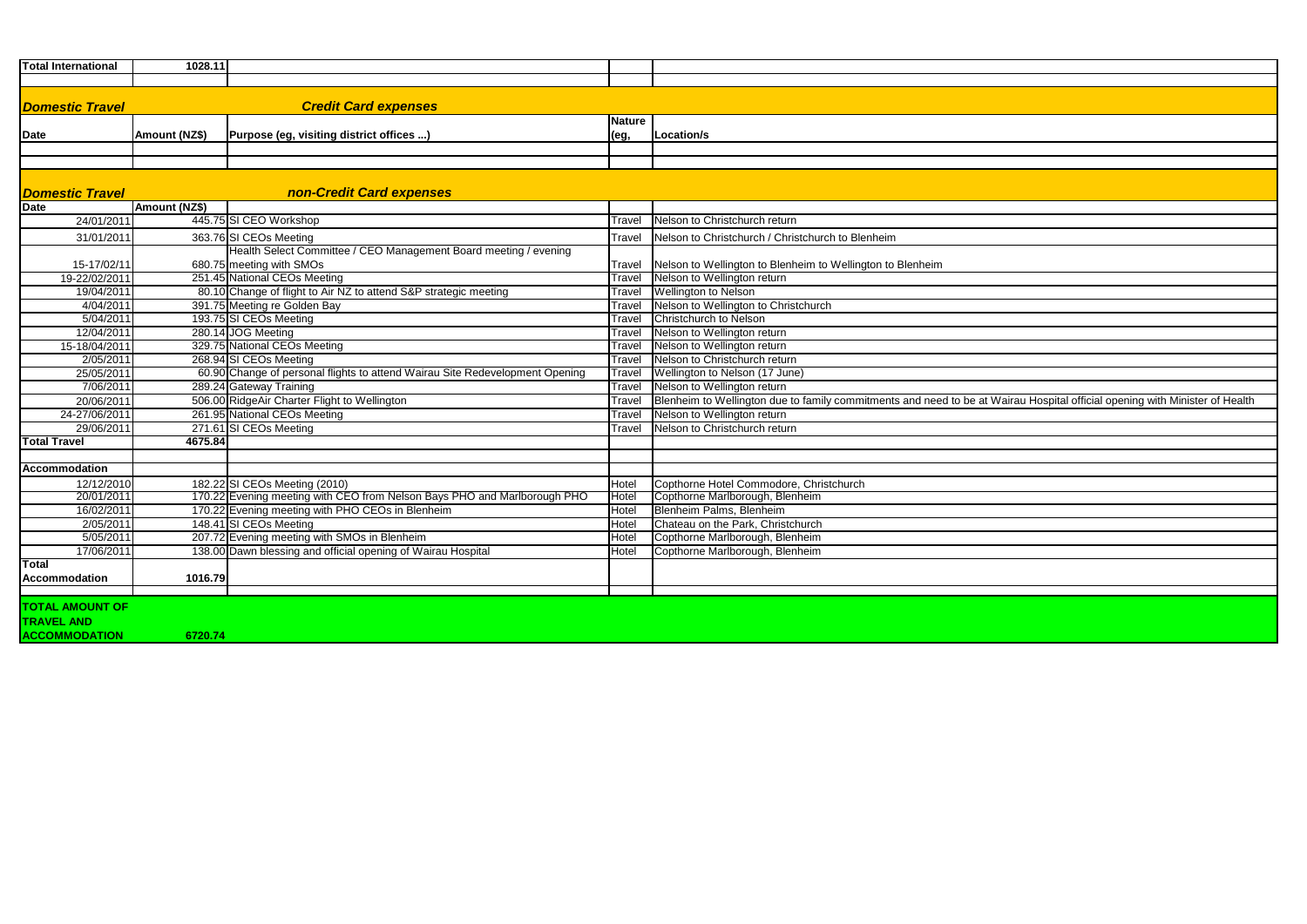| Total International | 1028.11 | | | |
|---|---|---|---|---|
| | | | | |

| ***Domestic Travel*** | | ***Credit Card expenses*** | | |
|---|---|---|---|---|
| **Date** | **Amount (NZ$)** | **Purpose (eg, visiting district offices ...)** | **Nature (eg,** | **Location/s** |
| | | | | |
| | | | | |

| ***Domestic Travel*** | | ***non-Credit Card expenses*** | | |
|---|---|---|---|---|
| **Date** | **Amount (NZ$)** | | | |
| 24/01/2011 | 445.75 | SI CEO Workshop | Travel | Nelson to Christchurch return |
| 31/01/2011 | 363.76 | SI CEOs Meeting | Travel | Nelson to Christchurch / Christchurch to Blenheim |
| 15-17/02/11 | 680.75 | Health Select Committee / CEO Management Board meeting / evening meeting with SMOs | Travel | Nelson to Wellington to Blenheim to Wellington to Blenheim |
| 19-22/02/2011 | 251.45 | National CEOs Meeting | Travel | Nelson to Wellington return |
| 19/04/2011 | 80.10 | Change of flight to Air NZ to attend S&P strategic meeting | Travel | Wellington to Nelson |
| 4/04/2011 | 391.75 | Meeting re Golden Bay | Travel | Nelson to Wellington to Christchurch |
| 5/04/2011 | 193.75 | SI CEOs Meeting | Travel | Christchurch to Nelson |
| 12/04/2011 | 280.14 | JOG Meeting | Travel | Nelson to Wellington return |
| 15-18/04/2011 | 329.75 | National CEOs Meeting | Travel | Nelson to Wellington return |
| 2/05/2011 | 268.94 | SI CEOs Meeting | Travel | Nelson to Christchurch return |
| 25/05/2011 | 60.90 | Change of personal flights to attend Wairau Site Redevelopment Opening | Travel | Wellington to Nelson (17 June) |
| 7/06/2011 | 289.24 | Gateway Training | Travel | Nelson to Wellington return |
| 20/06/2011 | 506.00 | RidgeAir Charter Flight to Wellington | Travel | Blenheim to Wellington due to family commitments and need to be at Wairau Hospital official opening with Minister of Health |
| 24-27/06/2011 | 261.95 | National CEOs Meeting | Travel | Nelson to Wellington return |
| 29/06/2011 | 271.61 | SI CEOs Meeting | Travel | Nelson to Christchurch return |
| **Total Travel** | **4675.84** | | | |
| | | | | |
| **Accommodation** | | | | |
| 12/12/2010 | 182.22 | SI CEOs Meeting (2010) | Hotel | Copthorne Hotel Commodore, Christchurch |
| 20/01/2011 | 170.22 | Evening meeting with CEO from Nelson Bays PHO and Marlborough PHO | Hotel | Copthorne Marlborough, Blenheim |
| 16/02/2011 | 170.22 | Evening meeting with PHO CEOs in Blenheim | Hotel | Blenheim Palms, Blenheim |
| 2/05/2011 | 148.41 | SI CEOs Meeting | Hotel | Chateau on the Park, Christchurch |
| 5/05/2011 | 207.72 | Evening meeting with SMOs in Blenheim | Hotel | Copthorne Marlborough, Blenheim |
| 17/06/2011 | 138.00 | Dawn blessing and official opening of Wairau Hospital | Hotel | Copthorne Marlborough, Blenheim |
| **Total Accommodation** | **1016.79** | | | |
| | | | | |
| **TOTAL AMOUNT OF TRAVEL AND ACCOMMODATION** | **6720.74** | | | |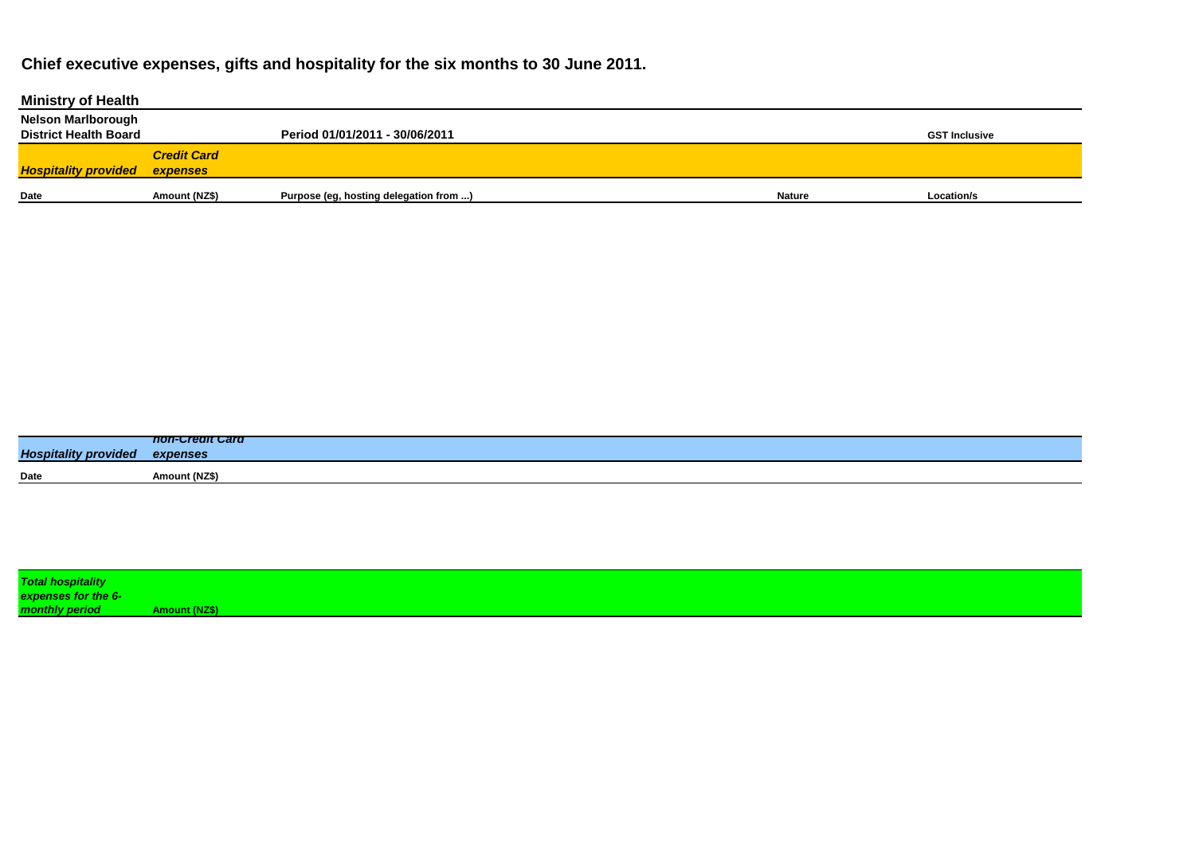# Chief executive expenses, gifts and hospitality for the six months to 30 June 2011.

**Ministry of Health**

**Nelson Marlborough District Health Board** | **Period 01/01/2011 - 30/06/2011** | **GST Inclusive**

***Hospitality provided*** ***Credit Card expenses***

| Date | Amount (NZ$) | Purpose (eg, hosting delegation from ...) | Nature | Location/s |
|---|---|---|---|---|

***Hospitality provided*** ***non-Credit Card expenses***

| Date | Amount (NZ$) |
|---|---|

| *Total hospitality expenses for the 6-monthly period* | Amount (NZ$) |
|---|---|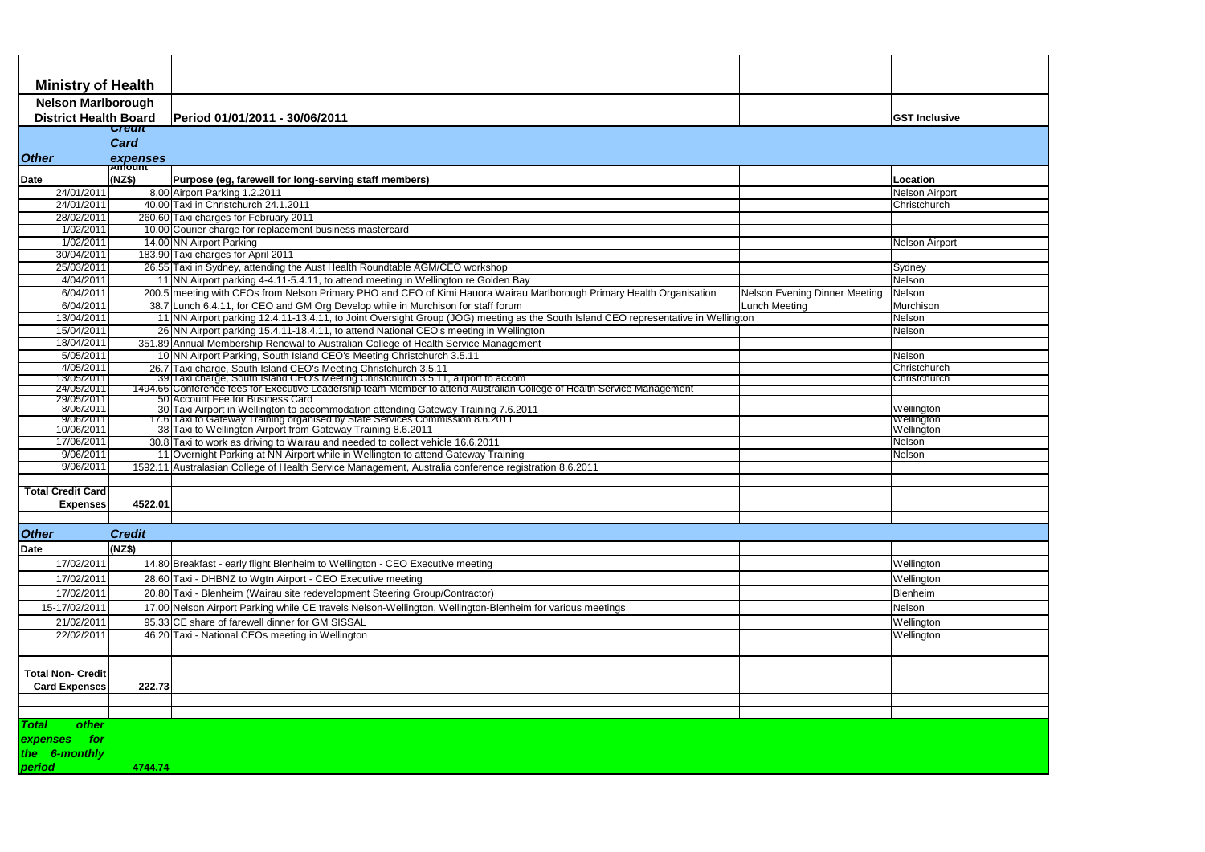| **Ministry of Health** | | | | |
|---|---|---|---|---|
| **Nelson Marlborough District Health Board** | | **Period 01/01/2011 - 30/06/2011** | | **GST Inclusive** |
| ***Other*** | ***Credit Card expenses*** | | | |
| **Date** | **Amount (NZ$)** | **Purpose (eg, farewell for long-serving staff members)** | | **Location** |
| 24/01/2011 | 8.00 | Airport Parking 1.2.2011 | | Nelson Airport |
| 24/01/2011 | 40.00 | Taxi in Christchurch 24.1.2011 | | Christchurch |
| 28/02/2011 | 260.60 | Taxi charges for February 2011 | | |
| 1/02/2011 | 10.00 | Courier charge for replacement business mastercard | | |
| 1/02/2011 | 14.00 | NN Airport Parking | | Nelson Airport |
| 30/04/2011 | 183.90 | Taxi charges for April 2011 | | |
| 25/03/2011 | 26.55 | Taxi in Sydney, attending the Aust Health Roundtable AGM/CEO workshop | | Sydney |
| 4/04/2011 | 11 | NN Airport parking 4-4.11-5.4.11, to attend meeting in Wellington re Golden Bay | | Nelson |
| 6/04/2011 | 200.5 | meeting with CEOs from Nelson Primary PHO and CEO of Kimi Hauora Wairau Marlborough Primary Health Organisation | Nelson Evening Dinner Meeting | Nelson |
| 6/04/2011 | 38.7 | Lunch 6.4.11, for CEO and GM Org Develop while in Murchison for staff forum | Lunch Meeting | Murchison |
| 13/04/2011 | 11 | NN Airport parking 12.4.11-13.4.11, to Joint Oversight Group (JOG) meeting as the South Island CEO representative in Wellington | | Nelson |
| 15/04/2011 | 26 | NN Airport parking 15.4.11-18.4.11, to attend National CEO's meeting in Wellington | | Nelson |
| 18/04/2011 | 351.89 | Annual Membership Renewal to Australian College of Health Service Management | | |
| 5/05/2011 | 10 | NN Airport Parking, South Island CEO's Meeting Christchurch 3.5.11 | | Nelson |
| 4/05/2011 | 26.7 | Taxi charge, South Island CEO's Meeting Christchurch 3.5.11 | | Christchurch |
| 13/05/2011 | 39 | Taxi charge, South Island CEO's Meeting Christchurch 3.5.11, airport to accom | | Christchurch |
| 24/05/2011 | 1494.66 | Conference fees for Executive Leadership team Member to attend Australian College of Health Service Management | | |
| 29/05/2011 | 50 | Account Fee for Business Card | | |
| 8/06/2011 | 30 | Taxi Airport in Wellington to accommodation attending Gateway Training 7.6.2011 | | Wellington |
| 9/06/2011 | 17.6 | Taxi to Gateway Training organised by State Services Commission 8.6.2011 | | Wellington |
| 10/06/2011 | 38 | Taxi to Wellington Airport from Gateway Training 8.6.2011 | | Wellington |
| 17/06/2011 | 30.8 | Taxi to work as driving to Wairau and needed to collect vehicle 16.6.2011 | | Nelson |
| 9/06/2011 | 11 | Overnight Parking at NN Airport while in Wellington to attend Gateway Training | | Nelson |
| 9/06/2011 | 1592.11 | Australasian College of Health Service Management, Australia conference registration 8.6.2011 | | |
| **Total Credit Card Expenses** | **4522.01** | | | |
| ***Other*** | ***Credit*** | | | |
| **Date** | **(NZ$)** | | | |
| 17/02/2011 | 14.80 | Breakfast - early flight Blenheim to Wellington - CEO Executive meeting | | Wellington |
| 17/02/2011 | 28.60 | Taxi - DHBNZ to Wgtn Airport - CEO Executive meeting | | Wellington |
| 17/02/2011 | 20.80 | Taxi - Blenheim (Wairau site redevelopment Steering Group/Contractor) | | Blenheim |
| 15-17/02/2011 | 17.00 | Nelson Airport Parking while CE travels Nelson-Wellington, Wellington-Blenheim for various meetings | | Nelson |
| 21/02/2011 | 95.33 | CE share of farewell dinner for GM SISSAL | | Wellington |
| 22/02/2011 | 46.20 | Taxi - National CEOs meeting in Wellington | | Wellington |
| **Total Non- Credit Card Expenses** | **222.73** | | | |
| ***Total other expenses for the 6-monthly period*** | **4744.74** | | | |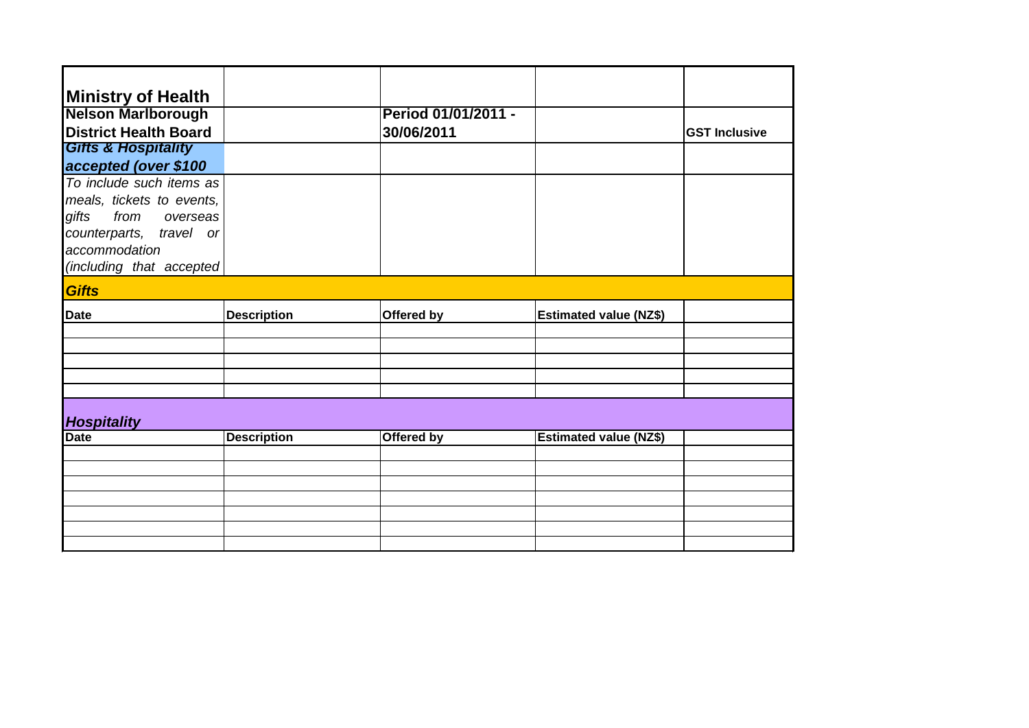# Ministry of Health

**Nelson Marlborough District Health Board** | **Period 01/01/2011 - 30/06/2011** | **GST Inclusive**

***Gifts & Hospitality accepted (over $100***

*To include such items as meals, tickets to events, gifts from overseas counterparts, travel or accommodation (including that accepted*

## *Gifts*

| Date | Description | Offered by | Estimated value (NZ$) | |
|---|---|---|---|---|
| | | | | |
| | | | | |
| | | | | |
| | | | | |
| | | | | |

## *Hospitality*

| Date | Description | Offered by | Estimated value (NZ$) | |
|---|---|---|---|---|
| | | | | |
| | | | | |
| | | | | |
| | | | | |
| | | | | |
| | | | | |
| | | | | |